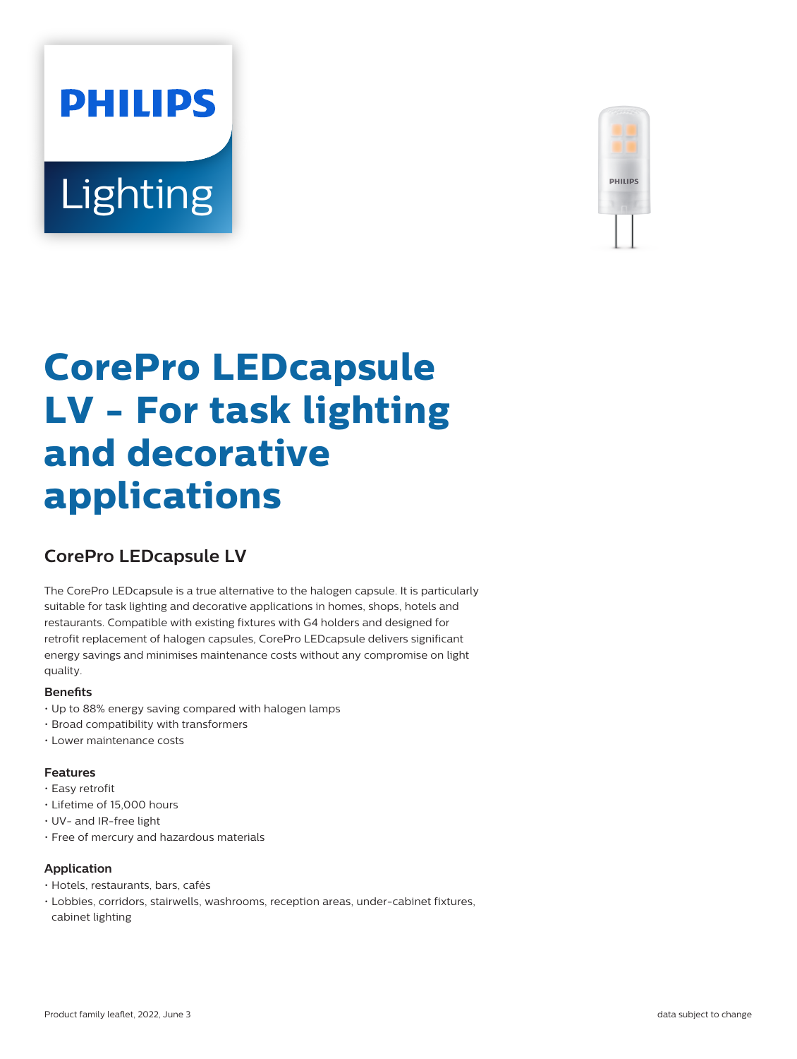# CorePro LEDcapsule LV - For task lighting and decorative applications

## CorePro LEDcapsule LV

The CorePro LEDcapsule is a true alternative to the halogen capsule. It is particularly suitable for task lighting and decorative applications in homes, shops, hotels and restaurants. Compatible with existing fixtures with G4 holders and designed for retrofit replacement of halogen capsules, CorePro LEDcapsule delivers significant energy savings and minimises maintenance costs without any compromise on light quality.

### Benefits

- Up to 88% energy saving compared with halogen lamps
- Broad compatibility with transformers
- Lower maintenance costs

### Features

- Easy retrofit
- Lifetime of 15,000 hours
- UV- and IR-free light
- Free of mercury and hazardous materials

### Application

- Hotels, restaurants, bars, cafés
- Lobbies, corridors, stairwells, washrooms, reception areas, under-cabinet fixtures, cabinet lighting

Product family leaflet, 2022, June 3

data subject to change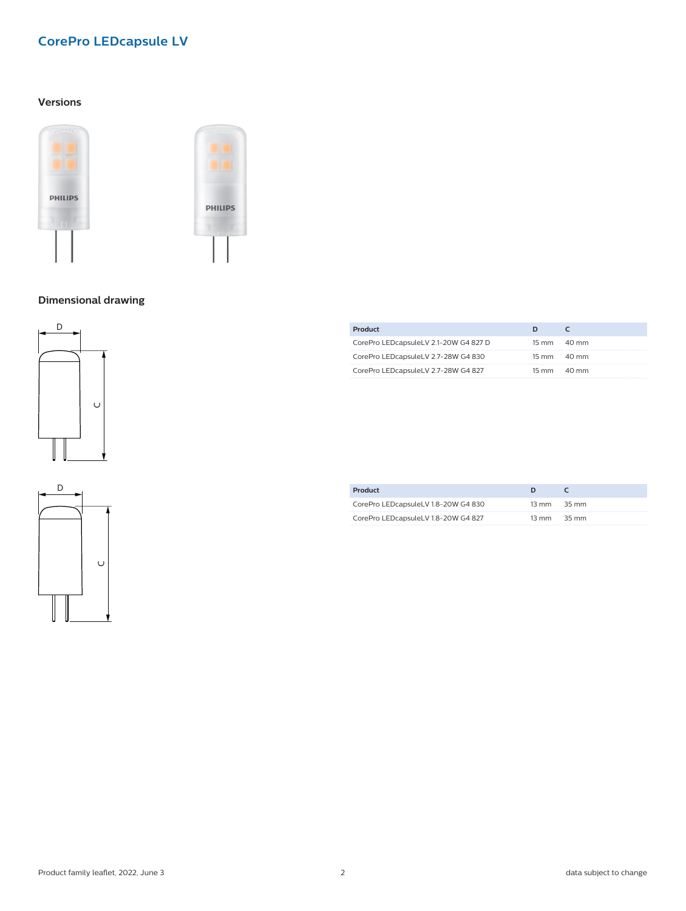## CorePro LEDcapsule LV

### Versions

### Dimensional drawing

| Product | D | C |
| --- | --- | --- |
| CorePro LEDcapsuleLV 2.1-20W G4 827 D | 15 mm | 40 mm |
| CorePro LEDcapsuleLV 2.7-28W G4 830 | 15 mm | 40 mm |
| CorePro LEDcapsuleLV 2.7-28W G4 827 | 15 mm | 40 mm |

| Product | D | C |
| --- | --- | --- |
| CorePro LEDcapsuleLV 1.8-20W G4 830 | 13 mm | 35 mm |
| CorePro LEDcapsuleLV 1.8-20W G4 827 | 13 mm | 35 mm |

Product family leaflet, 2022, June 3

data subject to change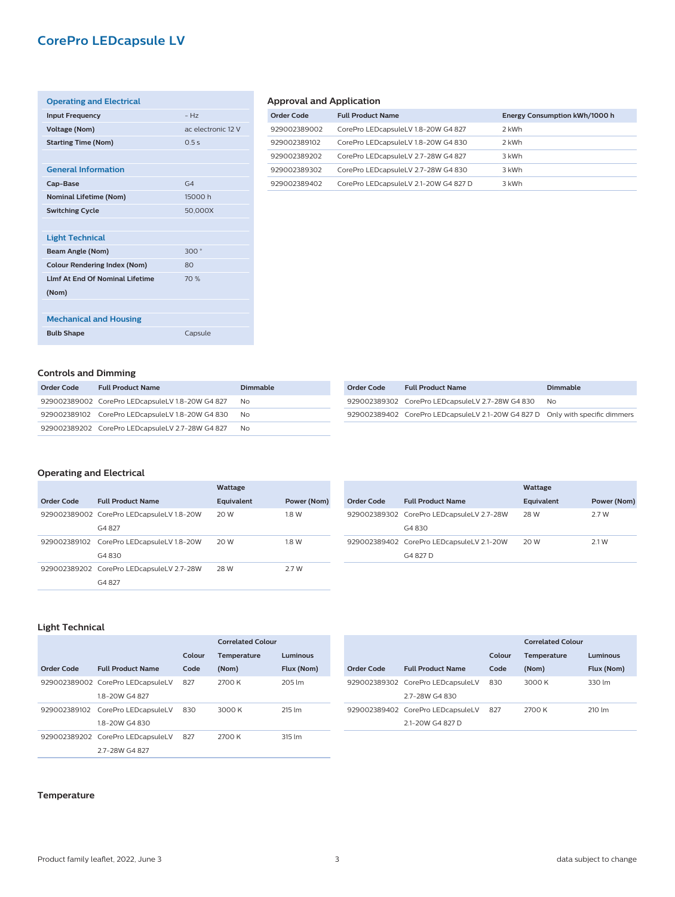# CorePro LEDcapsule LV

| Operating and Electrical | |
|---|---|
| **Input Frequency** | - Hz |
| **Voltage (Nom)** | ac electronic 12 V |
| **Starting Time (Nom)** | 0.5 s |

| General Information | |
|---|---|
| **Cap-Base** | G4 |
| **Nominal Lifetime (Nom)** | 15000 h |
| **Switching Cycle** | 50,000X |

| Light Technical | |
|---|---|
| **Beam Angle (Nom)** | 300 ° |
| **Colour Rendering Index (Nom)** | 80 |
| **Llmf At End Of Nominal Lifetime (Nom)** | 70 % |

| Mechanical and Housing | |
|---|---|
| **Bulb Shape** | Capsule |

### Approval and Application

| Order Code | Full Product Name | Energy Consumption kWh/1000 h |
|---|---|---|
| 929002389002 | CorePro LEDcapsuleLV 1.8-20W G4 827 | 2 kWh |
| 929002389102 | CorePro LEDcapsuleLV 1.8-20W G4 830 | 2 kWh |
| 929002389202 | CorePro LEDcapsuleLV 2.7-28W G4 827 | 3 kWh |
| 929002389302 | CorePro LEDcapsuleLV 2.7-28W G4 830 | 3 kWh |
| 929002389402 | CorePro LEDcapsuleLV 2.1-20W G4 827 D | 3 kWh |

### Controls and Dimming

| Order Code | Full Product Name | Dimmable |
|---|---|---|
| 929002389002 | CorePro LEDcapsuleLV 1.8-20W G4 827 | No |
| 929002389102 | CorePro LEDcapsuleLV 1.8-20W G4 830 | No |
| 929002389202 | CorePro LEDcapsuleLV 2.7-28W G4 827 | No |
| 929002389302 | CorePro LEDcapsuleLV 2.7-28W G4 830 | No |
| 929002389402 | CorePro LEDcapsuleLV 2.1-20W G4 827 D | Only with specific dimmers |

### Operating and Electrical

| Order Code | Full Product Name | Wattage Equivalent | Power (Nom) |
|---|---|---|---|
| 929002389002 | CorePro LEDcapsuleLV 1.8-20W G4 827 | 20 W | 1.8 W |
| 929002389102 | CorePro LEDcapsuleLV 1.8-20W G4 830 | 20 W | 1.8 W |
| 929002389202 | CorePro LEDcapsuleLV 2.7-28W G4 827 | 28 W | 2.7 W |
| 929002389302 | CorePro LEDcapsuleLV 2.7-28W G4 830 | 28 W | 2.7 W |
| 929002389402 | CorePro LEDcapsuleLV 2.1-20W G4 827 D | 20 W | 2.1 W |

### Light Technical

| Order Code | Full Product Name | Colour Code | Correlated Colour Temperature (Nom) | Luminous Flux (Nom) |
|---|---|---|---|---|
| 929002389002 | CorePro LEDcapsuleLV 1.8-20W G4 827 | 827 | 2700 K | 205 lm |
| 929002389102 | CorePro LEDcapsuleLV 1.8-20W G4 830 | 830 | 3000 K | 215 lm |
| 929002389202 | CorePro LEDcapsuleLV 2.7-28W G4 827 | 827 | 2700 K | 315 lm |
| 929002389302 | CorePro LEDcapsuleLV 2.7-28W G4 830 | 830 | 3000 K | 330 lm |
| 929002389402 | CorePro LEDcapsuleLV 2.1-20W G4 827 D | 827 | 2700 K | 210 lm |

### Temperature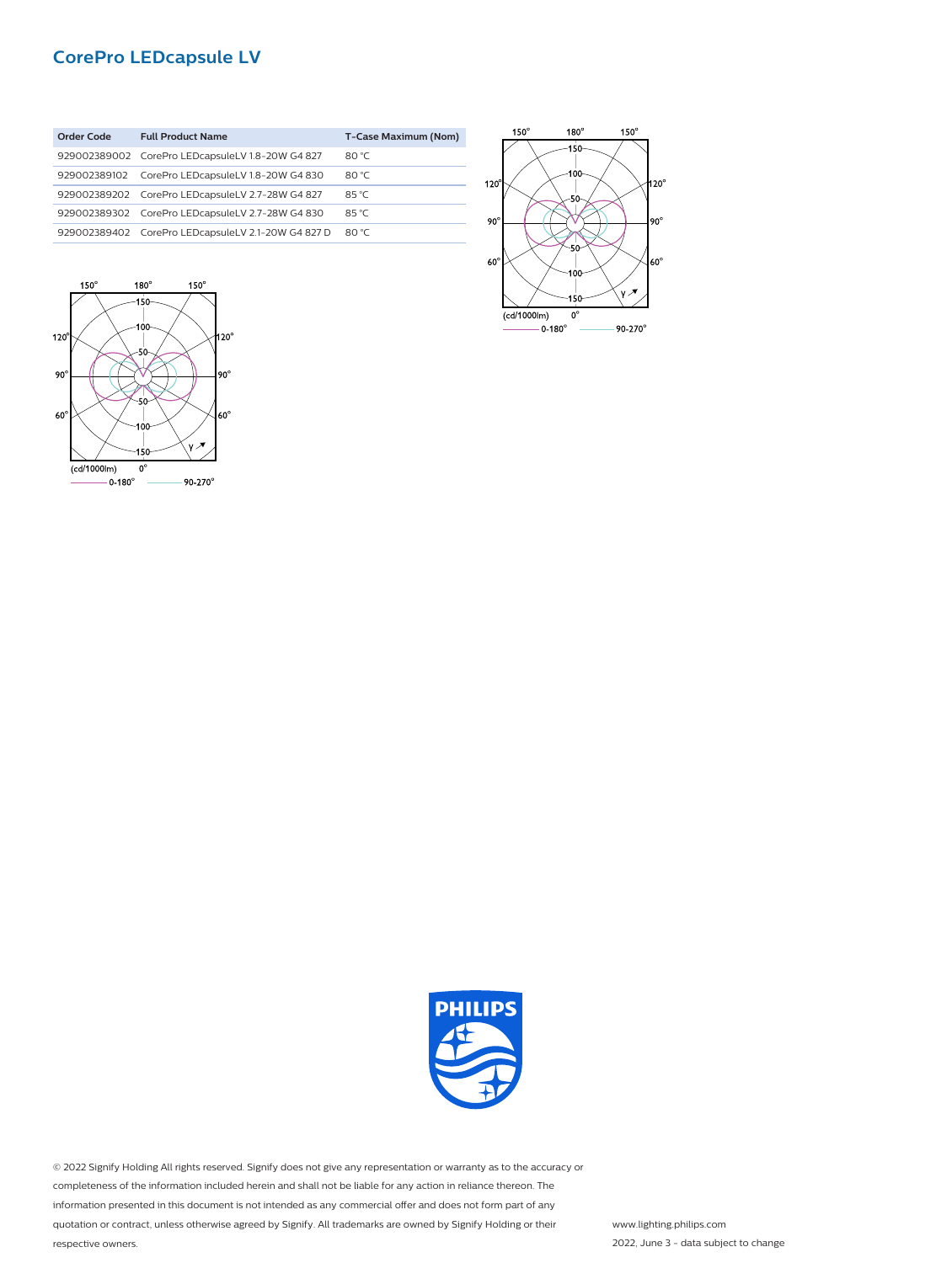## CorePro LEDcapsule LV

| Order Code | Full Product Name | T-Case Maximum (Nom) |
|---|---|---|
| 929002389002 | CorePro LEDcapsuleLV 1.8-20W G4 827 | 80 °C |
| 929002389102 | CorePro LEDcapsuleLV 1.8-20W G4 830 | 80 °C |
| 929002389202 | CorePro LEDcapsuleLV 2.7-28W G4 827 | 85 °C |
| 929002389302 | CorePro LEDcapsuleLV 2.7-28W G4 830 | 85 °C |
| 929002389402 | CorePro LEDcapsuleLV 2.1-20W G4 827 D | 80 °C |

150° 180° 150°
150
100
120° 120°
50
90° 90°
50
60° 60°
100
150
γ
(cd/1000lm) 0°
0-180° 90-270°

150° 180° 150°
150
100
120° 120°
50
90° 90°
50
60° 60°
100
150
γ
(cd/1000lm) 0°
0-180° 90-270°

© 2022 Signify Holding All rights reserved. Signify does not give any representation or warranty as to the accuracy or completeness of the information included herein and shall not be liable for any action in reliance thereon. The information presented in this document is not intended as any commercial offer and does not form part of any quotation or contract, unless otherwise agreed by Signify. All trademarks are owned by Signify Holding or their respective owners.

www.lighting.philips.com
2022, June 3 - data subject to change